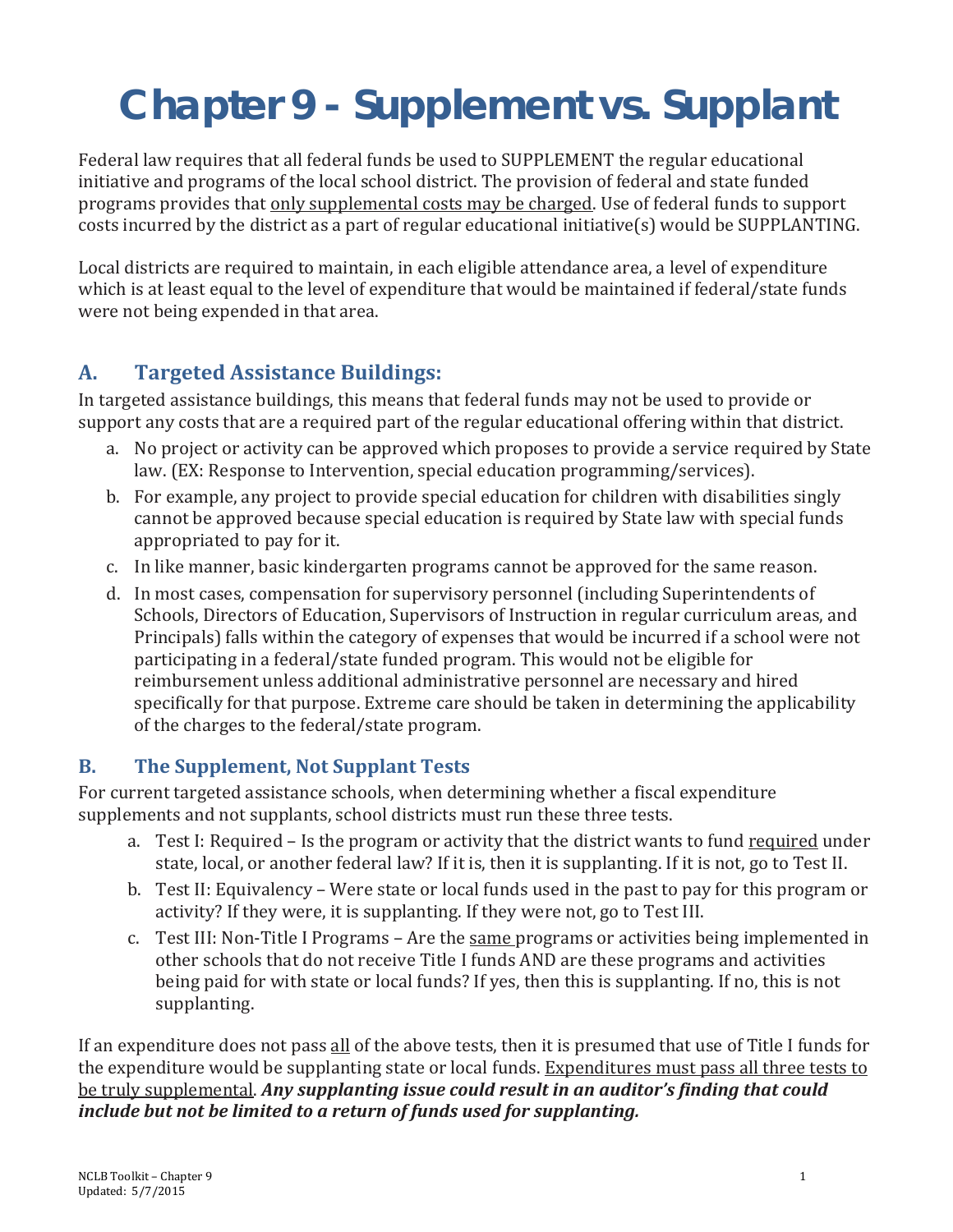# Chapter 9 - Supplement vs. Supplant

Federal law requires that all federal funds be used to SUPPLEMENT the regular educational initiative and programs of the local school district. The provision of federal and state funded programs provides that <u>only supplemental costs may be charged</u>. Use of federal funds to support costs incurred by the district as a part of regular educational initiative(s) would be SUPPLANTING.

Local districts are required to maintain, in each eligible attendance area, a level of expenditure which is at least equal to the level of expenditure that would be maintained if federal/state funds were not being expended in that area.

## A. Targeted Assistance Buildings:

In targeted assistance buildings, this means that federal funds may not be used to provide or support any costs that are a required part of the regular educational offering within that district.

a. No project or activity can be approved which proposes to provide a service required by State law. (EX: Response to Intervention, special education programming/services).
b. For example, any project to provide special education for children with disabilities singly cannot be approved because special education is required by State law with special funds appropriated to pay for it.
c. In like manner, basic kindergarten programs cannot be approved for the same reason.
d. In most cases, compensation for supervisory personnel (including Superintendents of Schools, Directors of Education, Supervisors of Instruction in regular curriculum areas, and Principals) falls within the category of expenses that would be incurred if a school were not participating in a federal/state funded program. This would not be eligible for reimbursement unless additional administrative personnel are necessary and hired specifically for that purpose. Extreme care should be taken in determining the applicability of the charges to the federal/state program.

## B. The Supplement, Not Supplant Tests

For current targeted assistance schools, when determining whether a fiscal expenditure supplements and not supplants, school districts must run these three tests.

a. Test I: Required – Is the program or activity that the district wants to fund <u>required</u> under state, local, or another federal law? If it is, then it is supplanting. If it is not, go to Test II.
b. Test II: Equivalency – Were state or local funds used in the past to pay for this program or activity? If they were, it is supplanting. If they were not, go to Test III.
c. Test III: Non-Title I Programs – Are the <u>same</u> programs or activities being implemented in other schools that do not receive Title I funds AND are these programs and activities being paid for with state or local funds? If yes, then this is supplanting. If no, this is not supplanting.

If an expenditure does not pass <u>all</u> of the above tests, then it is presumed that use of Title I funds for the expenditure would be supplanting state or local funds. <u>Expenditures must pass all three tests to be truly supplemental</u>. ***Any supplanting issue could result in an auditor's finding that could include but not be limited to a return of funds used for supplanting.***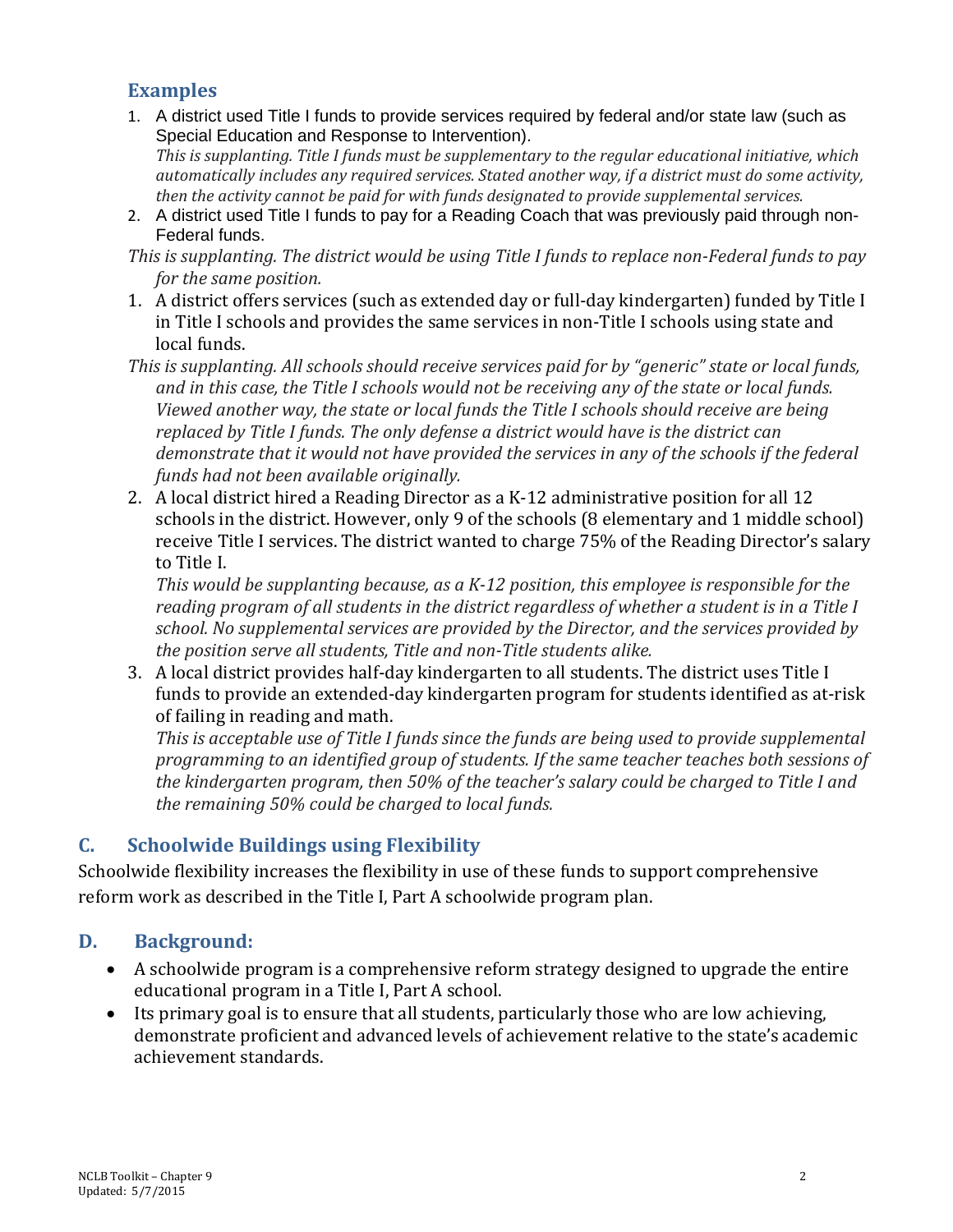## Examples

1. A district used Title I funds to provide services required by federal and/or state law (such as Special Education and Response to Intervention).
   *This is supplanting. Title I funds must be supplementary to the regular educational initiative, which automatically includes any required services. Stated another way, if a district must do some activity, then the activity cannot be paid for with funds designated to provide supplemental services.*
2. A district used Title I funds to pay for a Reading Coach that was previously paid through non-Federal funds.
   *This is supplanting. The district would be using Title I funds to replace non-Federal funds to pay for the same position.*
1. A district offers services (such as extended day or full-day kindergarten) funded by Title I in Title I schools and provides the same services in non-Title I schools using state and local funds.
   *This is supplanting. All schools should receive services paid for by "generic" state or local funds, and in this case, the Title I schools would not be receiving any of the state or local funds. Viewed another way, the state or local funds the Title I schools should receive are being replaced by Title I funds. The only defense a district would have is the district can demonstrate that it would not have provided the services in any of the schools if the federal funds had not been available originally.*
2. A local district hired a Reading Director as a K-12 administrative position for all 12 schools in the district. However, only 9 of the schools (8 elementary and 1 middle school) receive Title I services. The district wanted to charge 75% of the Reading Director's salary to Title I.
   *This would be supplanting because, as a K-12 position, this employee is responsible for the reading program of all students in the district regardless of whether a student is in a Title I school. No supplemental services are provided by the Director, and the services provided by the position serve all students, Title and non-Title students alike.*
3. A local district provides half-day kindergarten to all students. The district uses Title I funds to provide an extended-day kindergarten program for students identified as at-risk of failing in reading and math.
   *This is acceptable use of Title I funds since the funds are being used to provide supplemental programming to an identified group of students. If the same teacher teaches both sessions of the kindergarten program, then 50% of the teacher's salary could be charged to Title I and the remaining 50% could be charged to local funds.*

## C. Schoolwide Buildings using Flexibility

Schoolwide flexibility increases the flexibility in use of these funds to support comprehensive reform work as described in the Title I, Part A schoolwide program plan.

## D. Background:

- A schoolwide program is a comprehensive reform strategy designed to upgrade the entire educational program in a Title I, Part A school.
- Its primary goal is to ensure that all students, particularly those who are low achieving, demonstrate proficient and advanced levels of achievement relative to the state's academic achievement standards.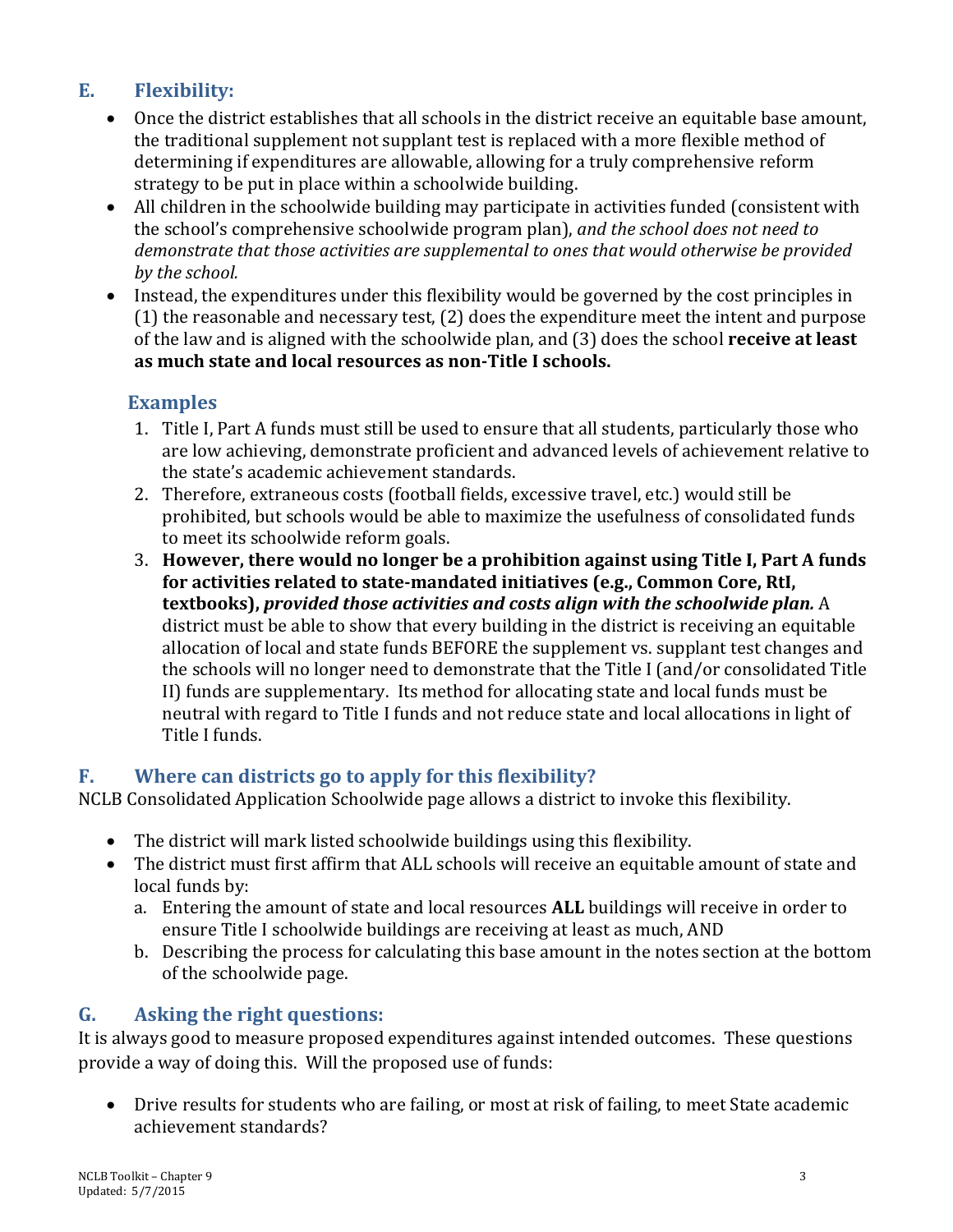## E. Flexibility:

- Once the district establishes that all schools in the district receive an equitable base amount, the traditional supplement not supplant test is replaced with a more flexible method of determining if expenditures are allowable, allowing for a truly comprehensive reform strategy to be put in place within a schoolwide building.
- All children in the schoolwide building may participate in activities funded (consistent with the school's comprehensive schoolwide program plan), *and the school does not need to demonstrate that those activities are supplemental to ones that would otherwise be provided by the school.*
- Instead, the expenditures under this flexibility would be governed by the cost principles in (1) the reasonable and necessary test, (2) does the expenditure meet the intent and purpose of the law and is aligned with the schoolwide plan, and (3) does the school **receive at least as much state and local resources as non-Title I schools.**

### Examples

1. Title I, Part A funds must still be used to ensure that all students, particularly those who are low achieving, demonstrate proficient and advanced levels of achievement relative to the state's academic achievement standards.
2. Therefore, extraneous costs (football fields, excessive travel, etc.) would still be prohibited, but schools would be able to maximize the usefulness of consolidated funds to meet its schoolwide reform goals.
3. **However, there would no longer be a prohibition against using Title I, Part A funds for activities related to state-mandated initiatives (e.g., Common Core, RtI, textbooks),** ***provided those activities and costs align with the schoolwide plan.*** A district must be able to show that every building in the district is receiving an equitable allocation of local and state funds BEFORE the supplement vs. supplant test changes and the schools will no longer need to demonstrate that the Title I (and/or consolidated Title II) funds are supplementary. Its method for allocating state and local funds must be neutral with regard to Title I funds and not reduce state and local allocations in light of Title I funds.

## F. Where can districts go to apply for this flexibility?

NCLB Consolidated Application Schoolwide page allows a district to invoke this flexibility.

- The district will mark listed schoolwide buildings using this flexibility.
- The district must first affirm that ALL schools will receive an equitable amount of state and local funds by:
  a. Entering the amount of state and local resources **ALL** buildings will receive in order to ensure Title I schoolwide buildings are receiving at least as much, AND
  b. Describing the process for calculating this base amount in the notes section at the bottom of the schoolwide page.

## G. Asking the right questions:

It is always good to measure proposed expenditures against intended outcomes. These questions provide a way of doing this. Will the proposed use of funds:

- Drive results for students who are failing, or most at risk of failing, to meet State academic achievement standards?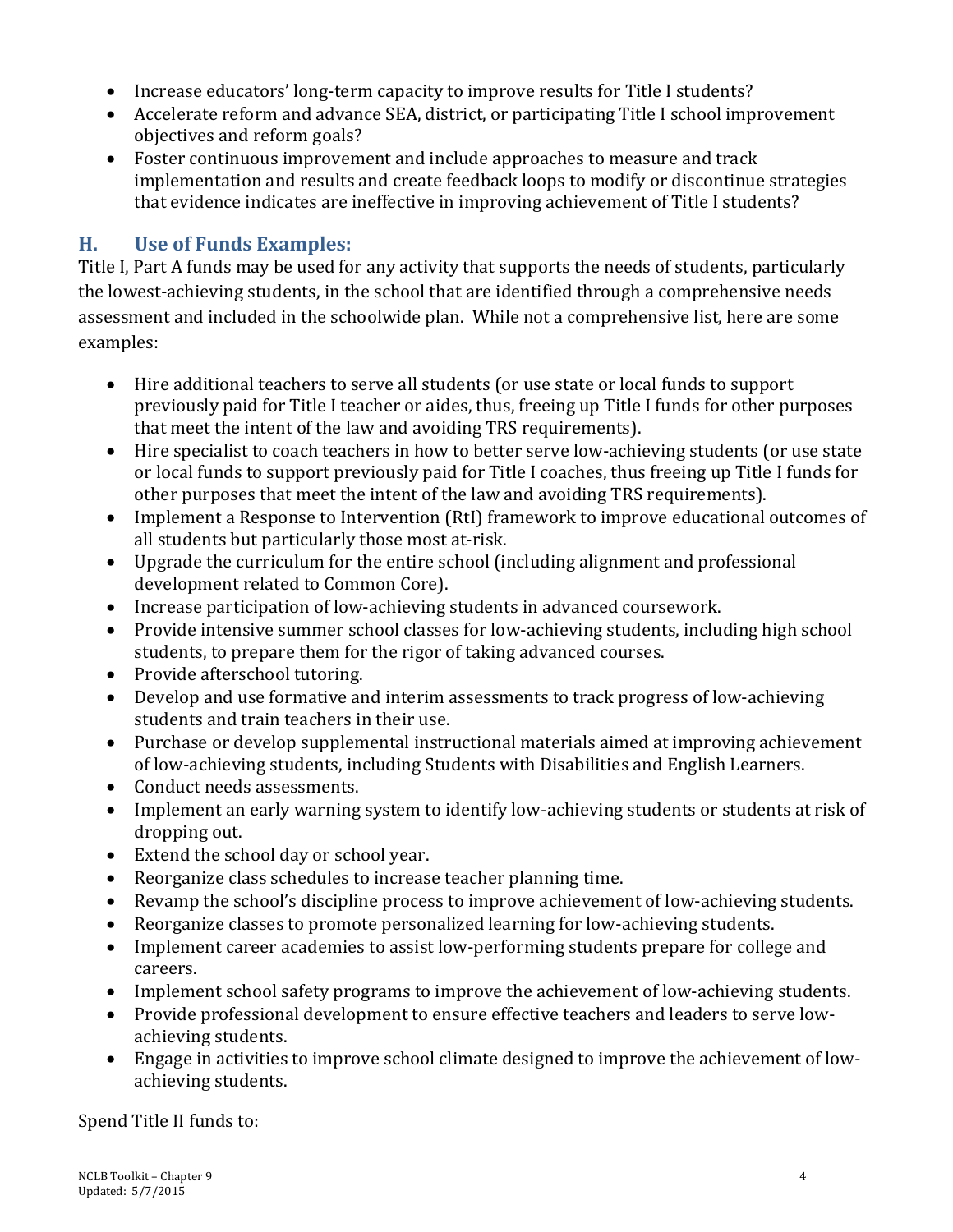- Increase educators' long-term capacity to improve results for Title I students?
- Accelerate reform and advance SEA, district, or participating Title I school improvement objectives and reform goals?
- Foster continuous improvement and include approaches to measure and track implementation and results and create feedback loops to modify or discontinue strategies that evidence indicates are ineffective in improving achievement of Title I students?

## H. Use of Funds Examples:

Title I, Part A funds may be used for any activity that supports the needs of students, particularly the lowest-achieving students, in the school that are identified through a comprehensive needs assessment and included in the schoolwide plan. While not a comprehensive list, here are some examples:

- Hire additional teachers to serve all students (or use state or local funds to support previously paid for Title I teacher or aides, thus, freeing up Title I funds for other purposes that meet the intent of the law and avoiding TRS requirements).
- Hire specialist to coach teachers in how to better serve low-achieving students (or use state or local funds to support previously paid for Title I coaches, thus freeing up Title I funds for other purposes that meet the intent of the law and avoiding TRS requirements).
- Implement a Response to Intervention (RtI) framework to improve educational outcomes of all students but particularly those most at-risk.
- Upgrade the curriculum for the entire school (including alignment and professional development related to Common Core).
- Increase participation of low-achieving students in advanced coursework.
- Provide intensive summer school classes for low-achieving students, including high school students, to prepare them for the rigor of taking advanced courses.
- Provide afterschool tutoring.
- Develop and use formative and interim assessments to track progress of low-achieving students and train teachers in their use.
- Purchase or develop supplemental instructional materials aimed at improving achievement of low-achieving students, including Students with Disabilities and English Learners.
- Conduct needs assessments.
- Implement an early warning system to identify low-achieving students or students at risk of dropping out.
- Extend the school day or school year.
- Reorganize class schedules to increase teacher planning time.
- Revamp the school's discipline process to improve achievement of low-achieving students.
- Reorganize classes to promote personalized learning for low-achieving students.
- Implement career academies to assist low-performing students prepare for college and careers.
- Implement school safety programs to improve the achievement of low-achieving students.
- Provide professional development to ensure effective teachers and leaders to serve low-achieving students.
- Engage in activities to improve school climate designed to improve the achievement of low-achieving students.

Spend Title II funds to: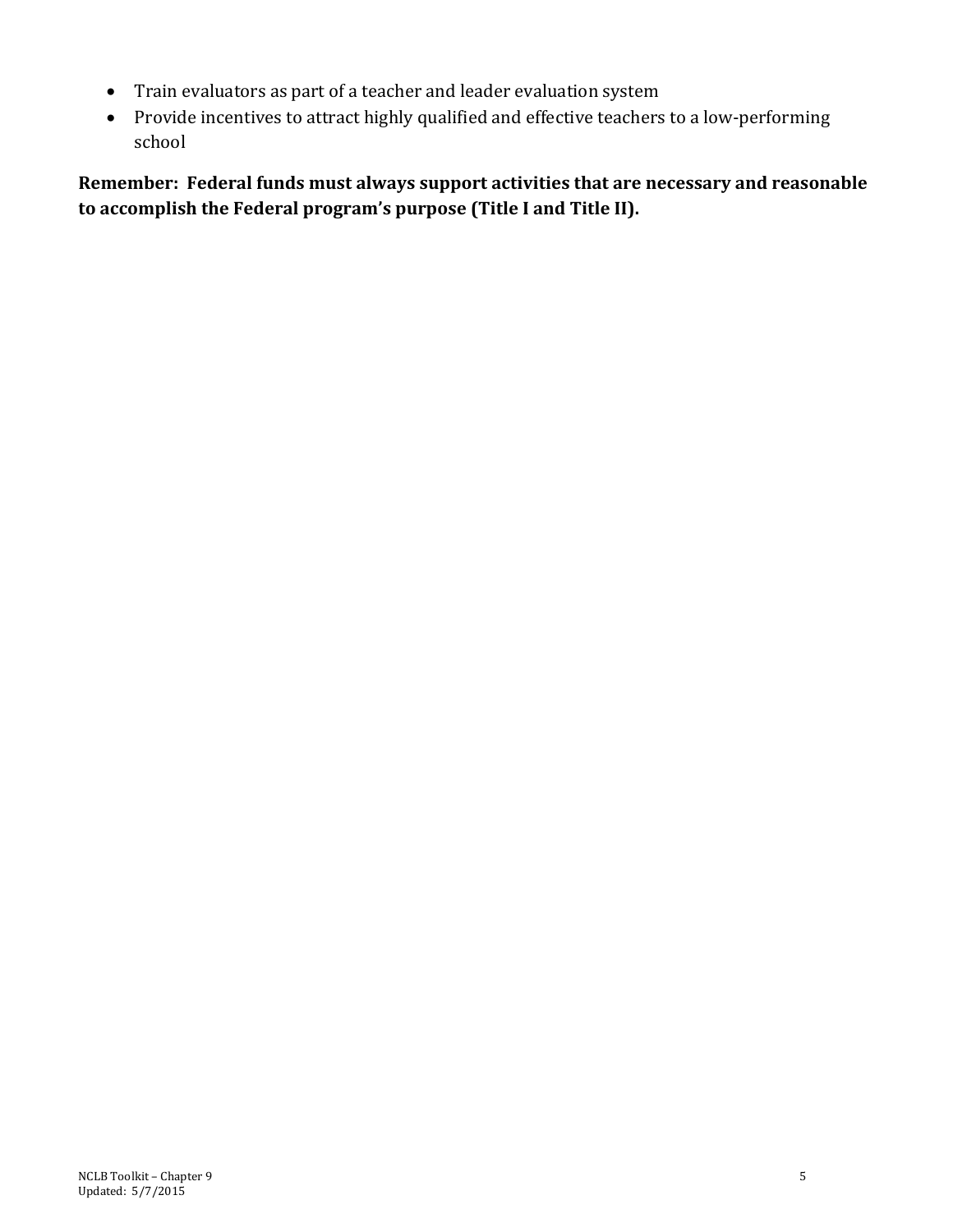- Train evaluators as part of a teacher and leader evaluation system
- Provide incentives to attract highly qualified and effective teachers to a low-performing school

**Remember: Federal funds must always support activities that are necessary and reasonable to accomplish the Federal program's purpose (Title I and Title II).**